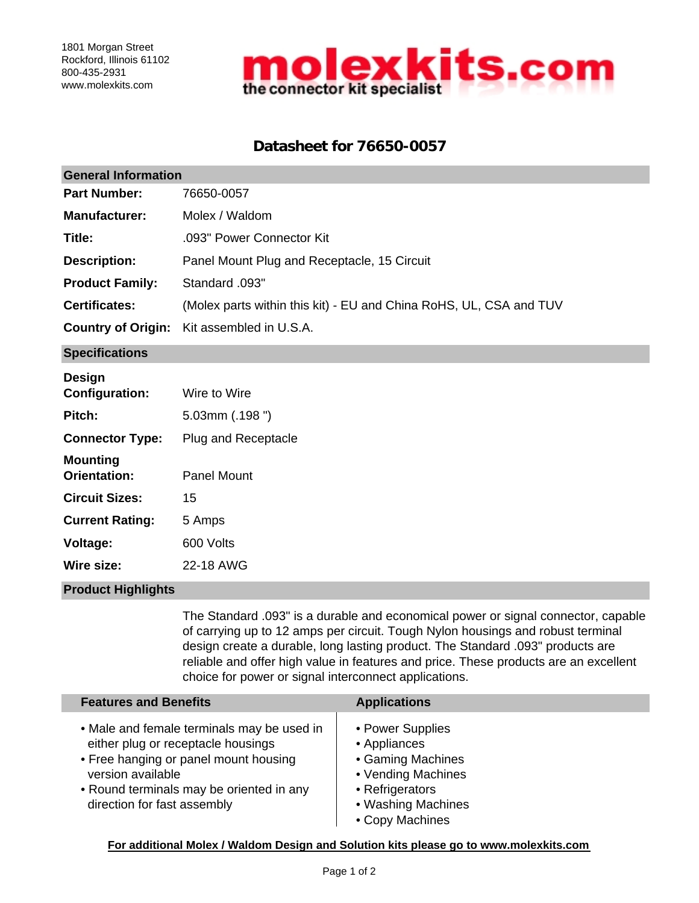1801 Morgan Street
Rockford, Illinois 61102
800-435-2931
www.molexkits.com

**molexkits.com**
**the connector kit specialist**

# Datasheet for 76650-0057

## General Information

| | |
|---|---|
| **Part Number:** | 76650-0057 |
| **Manufacturer:** | Molex / Waldom |
| **Title:** | .093" Power Connector Kit |
| **Description:** | Panel Mount Plug and Receptacle, 15 Circuit |
| **Product Family:** | Standard .093" |
| **Certificates:** | (Molex parts within this kit) - EU and China RoHS, UL, CSA and TUV |
| **Country of Origin:** | Kit assembled in U.S.A. |

## Specifications

| | |
|---|---|
| **Design Configuration:** | Wire to Wire |
| **Pitch:** | 5.03mm (.198 ") |
| **Connector Type:** | Plug and Receptacle |
| **Mounting Orientation:** | Panel Mount |
| **Circuit Sizes:** | 15 |
| **Current Rating:** | 5 Amps |
| **Voltage:** | 600 Volts |
| **Wire size:** | 22-18 AWG |

## Product Highlights

The Standard .093" is a durable and economical power or signal connector, capable of carrying up to 12 amps per circuit. Tough Nylon housings and robust terminal design create a durable, long lasting product. The Standard .093" products are reliable and offer high value in features and price. These products are an excellent choice for power or signal interconnect applications.

### Features and Benefits

- Male and female terminals may be used in either plug or receptacle housings
- Free hanging or panel mount housing version available
- Round terminals may be oriented in any direction for fast assembly

### Applications

- Power Supplies
- Appliances
- Gaming Machines
- Vending Machines
- Refrigerators
- Washing Machines
- Copy Machines

**For additional Molex / Waldom Design and Solution kits please go to www.molexkits.com**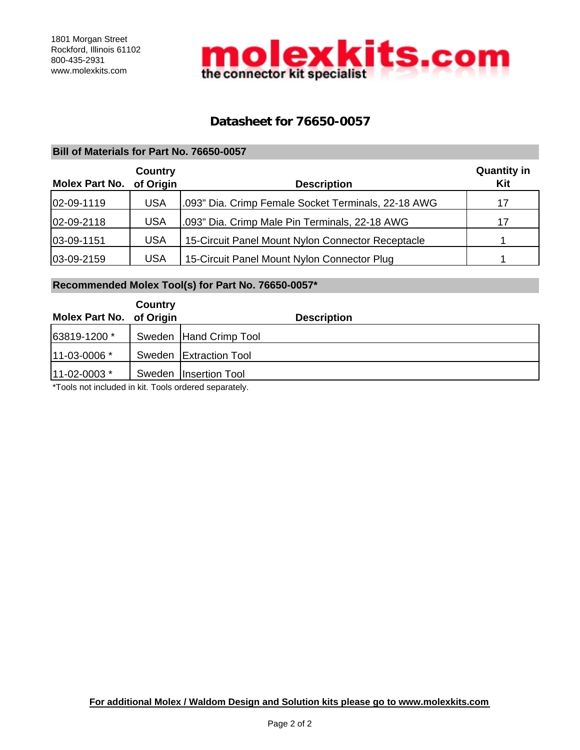1801 Morgan Street
Rockford, Illinois 61102
800-435-2931
www.molexkits.com

**molexkits.com**
the connector kit specialist

# Datasheet for 76650-0057

## Bill of Materials for Part No. 76650-0057

| Molex Part No. | Country of Origin | Description | Quantity in Kit |
|---|---|---|---|
| 02-09-1119 | USA | .093" Dia. Crimp Female Socket Terminals, 22-18 AWG | 17 |
| 02-09-2118 | USA | .093" Dia. Crimp Male Pin Terminals, 22-18 AWG | 17 |
| 03-09-1151 | USA | 15-Circuit Panel Mount Nylon Connector Receptacle | 1 |
| 03-09-2159 | USA | 15-Circuit Panel Mount Nylon Connector Plug | 1 |

## Recommended Molex Tool(s) for Part No. 76650-0057*

| Molex Part No. | Country of Origin | Description |
|---|---|---|
| 63819-1200 * | Sweden | Hand Crimp Tool |
| 11-03-0006 * | Sweden | Extraction Tool |
| 11-02-0003 * | Sweden | Insertion Tool |

*Tools not included in kit. Tools ordered separately.

**For additional Molex / Waldom Design and Solution kits please go to www.molexkits.com**